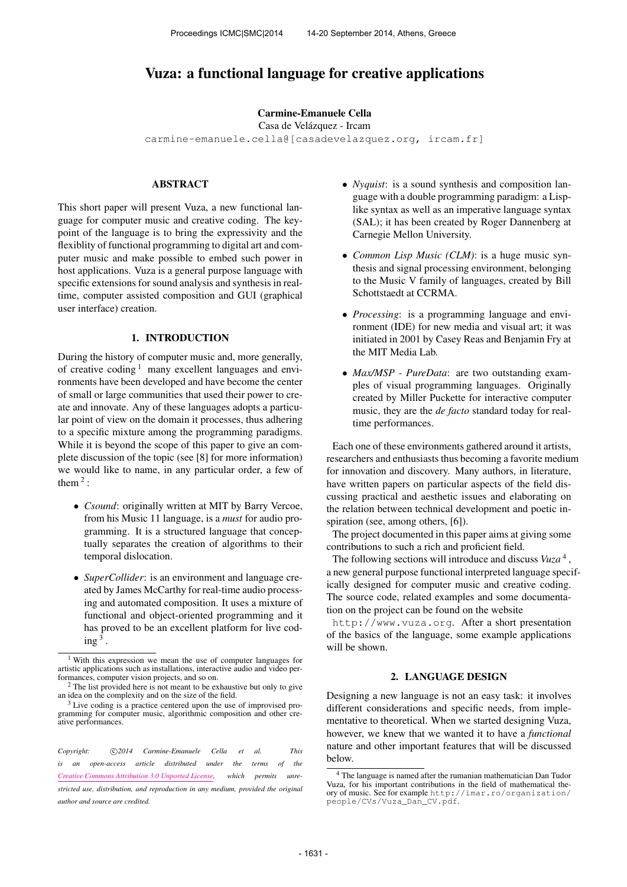# Vuza: a functional language for creative applications

**Carmine-Emanuele Cella**
Casa de Velázquez - Ircam
carmine-emanuele.cella@[casadevelazquez.org, ircam.fr]

## ABSTRACT

This short paper will present Vuza, a new functional language for computer music and creative coding. The keypoint of the language is to bring the expressivity and the flexiblity of functional programming to digital art and computer music and make possible to embed such power in host applications. Vuza is a general purpose language with specific extensions for sound analysis and synthesis in real-time, computer assisted composition and GUI (graphical user interface) creation.

## 1. INTRODUCTION

During the history of computer music and, more generally, of creative coding [1] many excellent languages and environments have been developed and have become the center of small or large communities that used their power to create and innovate. Any of these languages adopts a particular point of view on the domain it processes, thus adhering to a specific mixture among the programming paradigms. While it is beyond the scope of this paper to give an complete discussion of the topic (see [8] for more information) we would like to name, in any particular order, a few of them [2]:

- *Csound*: originally written at MIT by Barry Vercoe, from his Music 11 language, is a *must* for audio programming. It is a structured language that conceptually separates the creation of algorithms to their temporal dislocation.
- *SuperCollider*: is an environment and language created by James McCarthy for real-time audio processing and automated composition. It uses a mixture of functional and object-oriented programming and it has proved to be an excellent platform for live coding [3].
- *Nyquist*: is a sound synthesis and composition language with a double programming paradigm: a Lisp-like syntax as well as an imperative language syntax (SAL); it has been created by Roger Dannenberg at Carnegie Mellon University.
- *Common Lisp Music (CLM)*: is a huge music synthesis and signal processing environment, belonging to the Music V family of languages, created by Bill Schottstaedt at CCRMA.
- *Processing*: is a programming language and environment (IDE) for new media and visual art; it was initiated in 2001 by Casey Reas and Benjamin Fry at the MIT Media Lab.
- *Max/MSP - PureData*: are two outstanding examples of visual programming languages. Originally created by Miller Puckette for interactive computer music, they are the *de facto* standard today for real-time performances.

Each one of these environments gathered around it artists, researchers and enthusiasts thus becoming a favorite medium for innovation and discovery. Many authors, in literature, have written papers on particular aspects of the field discussing practical and aesthetic issues and elaborating on the relation between technical development and poetic inspiration (see, among others, [6]).

The project documented in this paper aims at giving some contributions to such a rich and proficient field.

The following sections will introduce and discuss *Vuza* [4], a new general purpose functional interpreted language specifically designed for computer music and creative coding. The source code, related examples and some documentation on the project can be found on the website http://www.vuza.org. After a short presentation of the basics of the language, some example applications will be shown.

## 2. LANGUAGE DESIGN

Designing a new language is not an easy task: it involves different considerations and specific needs, from implementative to theoretical. When we started designing Vuza, however, we knew that we wanted it to have a *functional* nature and other important features that will be discussed below.

[1] With this expression we mean the use of computer languages for artistic applications such as installations, interactive audio and video performances, computer vision projects, and so on.

[2] The list provided here is not meant to be exhaustive but only to give an idea on the complexity and on the size of the field.

[3] Live coding is a practice centered upon the use of improvised programming for computer music, algorithmic composition and other creative performances.

[4] The language is named after the rumanian mathematician Dan Tudor Vuza, for his important contributions in the field of mathematical theory of music. See for example http://imar.ro/organization/people/CVs/Vuza_Dan_CV.pdf.

*Copyright: ©2014 Carmine-Emanuele Cella et al. This is an open-access article distributed under the terms of the Creative Commons Attribution 3.0 Unported License, which permits unrestricted use, distribution, and reproduction in any medium, provided the original author and source are credited.*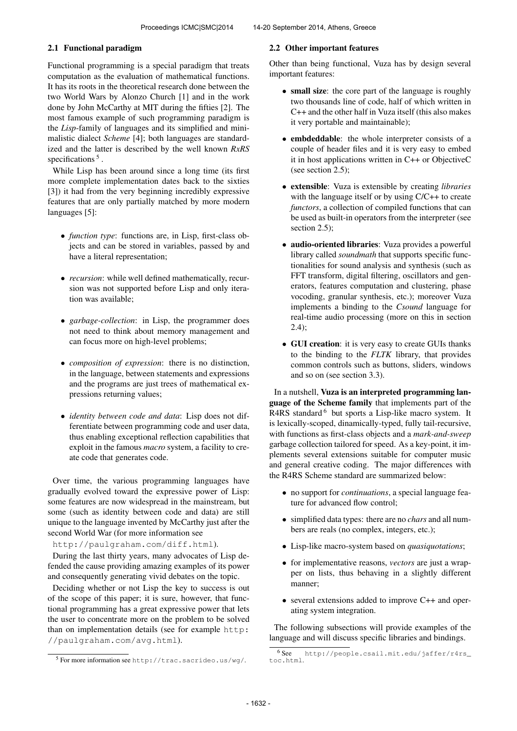### 2.1 Functional paradigm

Functional programming is a special paradigm that treats computation as the evaluation of mathematical functions. It has its roots in the theoretical research done between the two World Wars by Alonzo Church [1] and in the work done by John McCarthy at MIT during the fifties [2]. The most famous example of such programming paradigm is the *Lisp*-family of languages and its simplified and minimalistic dialect *Scheme* [4]; both languages are standardized and the latter is described by the well known *RxRS* specifications [5].

While Lisp has been around since a long time (its first more complete implementation dates back to the sixties [3]) it had from the very beginning incredibly expressive features that are only partially matched by more modern languages [5]:

- *function type*: functions are, in Lisp, first-class objects and can be stored in variables, passed by and have a literal representation;
- *recursion*: while well defined mathematically, recursion was not supported before Lisp and only iteration was available;
- *garbage-collection*: in Lisp, the programmer does not need to think about memory management and can focus more on high-level problems;
- *composition of expression*: there is no distinction, in the language, between statements and expressions and the programs are just trees of mathematical expressions returning values;
- *identity between code and data*: Lisp does not differentiate between programming code and user data, thus enabling exceptional reflection capabilities that exploit in the famous *macro* system, a facility to create code that generates code.

Over time, the various programming languages have gradually evolved toward the expressive power of Lisp: some features are now widespread in the mainstream, but some (such as identity between code and data) are still unique to the language invented by McCarthy just after the second World War (for more information see http://paulgraham.com/diff.html).

During the last thirty years, many advocates of Lisp defended the cause providing amazing examples of its power and consequently generating vivid debates on the topic.

Deciding whether or not Lisp the key to success is out of the scope of this paper; it is sure, however, that functional programming has a great expressive power that lets the user to concentrate more on the problem to be solved than on implementation details (see for example http://paulgraham.com/avg.html).

[5] For more information see http://trac.sacrideo.us/wg/.

### 2.2 Other important features

Other than being functional, Vuza has by design several important features:

- **small size**: the core part of the language is roughly two thousands line of code, half of which written in C++ and the other half in Vuza itself (this also makes it very portable and maintainable);
- **embdeddable**: the whole interpreter consists of a couple of header files and it is very easy to embed it in host applications written in C++ or ObjectiveC (see section 2.5);
- **extensible**: Vuza is extensible by creating *libraries* with the language itself or by using C/C++ to create *functors*, a collection of compiled functions that can be used as built-in operators from the interpreter (see section 2.5);
- **audio-oriented libraries**: Vuza provides a powerful library called *soundmath* that supports specific functionalities for sound analysis and synthesis (such as FFT transform, digital filtering, oscillators and generators, features computation and clustering, phase vocoding, granular synthesis, etc.); moreover Vuza implements a binding to the *Csound* language for real-time audio processing (more on this in section 2.4);
- **GUI creation**: it is very easy to create GUIs thanks to the binding to the *FLTK* library, that provides common controls such as buttons, sliders, windows and so on (see section 3.3).

In a nutshell, **Vuza is an interpreted programming language of the Scheme family** that implements part of the R4RS standard [6] but sports a Lisp-like macro system. It is lexically-scoped, dinamically-typed, fully tail-recursive, with functions as first-class objects and a *mark-and-sweep* garbage collection tailored for speed. As a key-point, it implements several extensions suitable for computer music and general creative coding. The major differences with the R4RS Scheme standard are summarized below:

- no support for *continuations*, a special language feature for advanced flow control;
- simplified data types: there are no *chars* and all numbers are reals (no complex, integers, etc.);
- Lisp-like macro-system based on *quasiquotations*;
- for implementative reasons, *vectors* are just a wrapper on lists, thus behaving in a slightly different manner;
- several extensions added to improve C++ and operating system integration.

The following subsections will provide examples of the language and will discuss specific libraries and bindings.

[6] See http://people.csail.mit.edu/jaffer/r4rs_toc.html.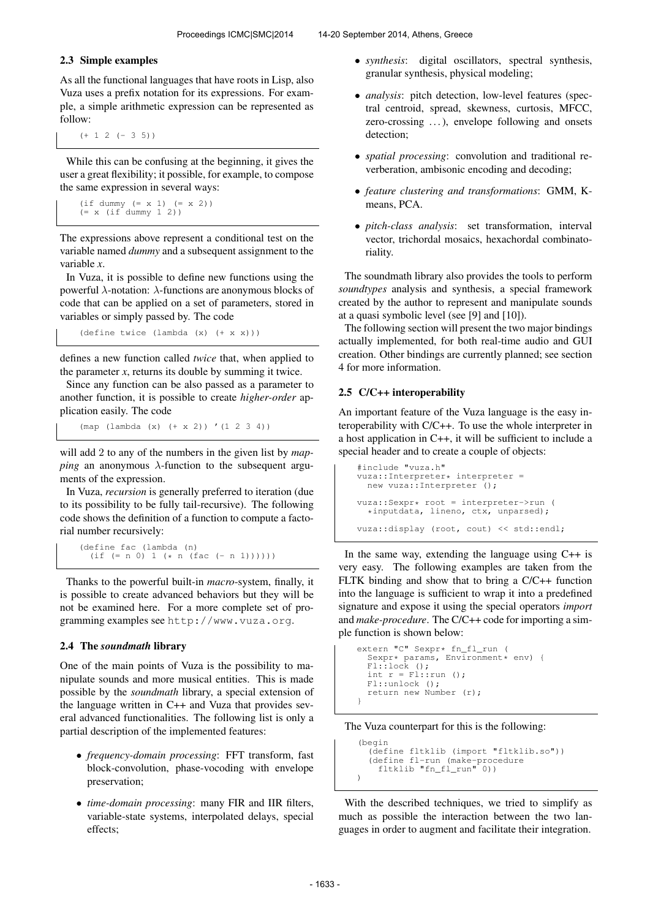### 2.3 Simple examples

As all the functional languages that have roots in Lisp, also Vuza uses a prefix notation for its expressions. For example, a simple arithmetic expression can be represented as follow:

```
(+ 1 2 (- 3 5))
```

While this can be confusing at the beginning, it gives the user a great flexibility; it possible, for example, to compose the same expression in several ways:

```
(if dummy (= x 1) (= x 2))
(= x (if dummy 1 2))
```

The expressions above represent a conditional test on the variable named *dummy* and a subsequent assignment to the variable *x*.

In Vuza, it is possible to define new functions using the powerful $\lambda$-notation: $\lambda$-functions are anonymous blocks of code that can be applied on a set of parameters, stored in variables or simply passed by. The code

```
(define twice (lambda (x) (+ x x)))
```

defines a new function called *twice* that, when applied to the parameter *x*, returns its double by summing it twice.

Since any function can be also passed as a parameter to another function, it is possible to create *higher-order* application easily. The code

```
(map (lambda (x) (+ x 2)) '(1 2 3 4))
```

will add 2 to any of the numbers in the given list by *mapping* an anonymous $\lambda$-function to the subsequent arguments of the expression.

In Vuza, *recursion* is generally preferred to iteration (due to its possibility to be fully tail-recursive). The following code shows the definition of a function to compute a factorial number recursively:

```
(define fac (lambda (n)
  (if (= n 0) 1 (* n (fac (- n 1))))))
```

Thanks to the powerful built-in *macro*-system, finally, it is possible to create advanced behaviors but they will be not be examined here. For a more complete set of programming examples see http://www.vuza.org.

### 2.4 The *soundmath* library

One of the main points of Vuza is the possibility to manipulate sounds and more musical entities. This is made possible by the *soundmath* library, a special extension of the language written in C++ and Vuza that provides several advanced functionalities. The following list is only a partial description of the implemented features:

- *frequency-domain processing*: FFT transform, fast block-convolution, phase-vocoding with envelope preservation;
- *time-domain processing*: many FIR and IIR filters, variable-state systems, interpolated delays, special effects;
- *synthesis*: digital oscillators, spectral synthesis, granular synthesis, physical modeling;
- *analysis*: pitch detection, low-level features (spectral centroid, spread, skewness, curtosis, MFCC, zero-crossing ...), envelope following and onsets detection;
- *spatial processing*: convolution and traditional reverberation, ambisonic encoding and decoding;
- *feature clustering and transformations*: GMM, K-means, PCA.
- *pitch-class analysis*: set transformation, interval vector, trichordal mosaics, hexachordal combinatoriality.

The soundmath library also provides the tools to perform *soundtypes* analysis and synthesis, a special framework created by the author to represent and manipulate sounds at a quasi symbolic level (see [9] and [10]).

The following section will present the two major bindings actually implemented, for both real-time audio and GUI creation. Other bindings are currently planned; see section 4 for more information.

### 2.5 C/C++ interoperability

An important feature of the Vuza language is the easy interoperability with C/C++. To use the whole interpreter in a host application in C++, it will be sufficient to include a special header and to create a couple of objects:

```
#include "vuza.h"
vuza::Interpreter* interpreter =
  new vuza::Interpreter ();

vuza::Sexpr* root = interpreter->run (
  *inputdata, lineno, ctx, unparsed);

vuza::display (root, cout) << std::endl;
```

In the same way, extending the language using C++ is very easy. The following examples are taken from the FLTK binding and show that to bring a C/C++ function into the language is sufficient to wrap it into a predefined signature and expose it using the special operators *import* and *make-procedure*. The C/C++ code for importing a simple function is shown below:

```
extern "C" Sexpr* fn_fl_run (
  Sexpr* params, Environment* env) {
  Fl::lock ();
  int r = Fl::run ();
  Fl::unlock ();
  return new Number (r);
}
```

The Vuza counterpart for this is the following:

```
(begin
  (define fltklib (import "fltklib.so"))
  (define fl-run (make-procedure
    fltklib "fn_fl_run" 0))
)
```

With the described techniques, we tried to simplify as much as possible the interaction between the two languages in order to augment and facilitate their integration.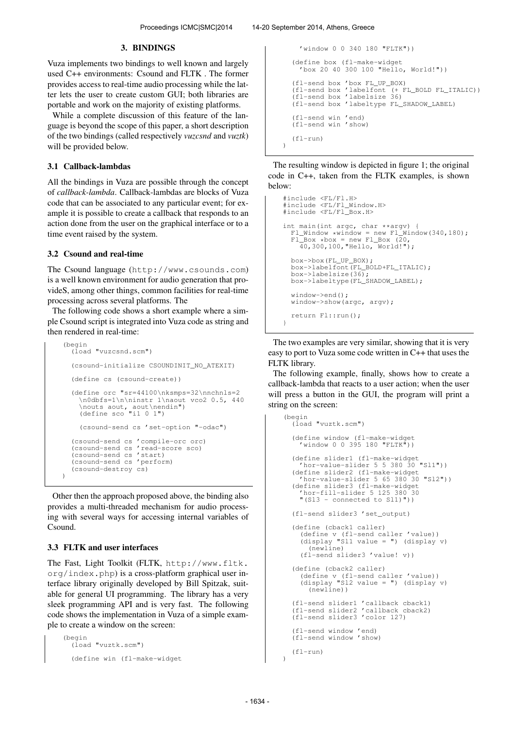## 3. BINDINGS

Vuza implements two bindings to well known and largely used C++ environments: Csound and FLTK . The former provides access to real-time audio processing while the latter lets the user to create custom GUI; both libraries are portable and work on the majority of existing platforms.

While a complete discussion of this feature of the language is beyond the scope of this paper, a short description of the two bindings (called respectively *vuzcsnd* and *vuztk*) will be provided below.

### 3.1 Callback-lambdas

All the bindings in Vuza are possible through the concept of *callback-lambda*. Callback-lambdas are blocks of Vuza code that can be associated to any particular event; for example it is possible to create a callback that responds to an action done from the user on the graphical interface or to a time event raised by the system.

### 3.2 Csound and real-time

The Csound language (http://www.csounds.com) is a well known environment for audio generation that provideS, among other things, common facilities for real-time processing across several platforms. The

The following code shows a short example where a simple Csound script is integrated into Vuza code as string and then rendered in real-time:

```
(begin
  (load "vuzcsnd.scm")

  (csound-initialize CSOUNDINIT_NO_ATEXIT)

  (define cs (csound-create))

  (define orc "sr=44100\nksmps=32\nnchnls=2
    \n0dbfs=1\n\ninstr 1\naout vco2 0.5, 440
    \nouts aout, aout\nendin")
    (define sco "i1 0 1")

    (csound-send cs 'set-option "-odac")

  (csound-send cs 'compile-orc orc)
  (csound-send cs 'read-score sco)
  (csound-send cs 'start)
  (csound-send cs 'perform)
  (csound-destroy cs)
)
```

Other then the approach proposed above, the binding also provides a multi-threaded mechanism for audio processing with several ways for accessing internal variables of Csound.

### 3.3 FLTK and user interfaces

The Fast, Light Toolkit (FLTK, http://www.fltk.org/index.php) is a cross-platform graphical user interface library originally developed by Bill Spitzak, suitable for general UI programming. The library has a very sleek programming API and is very fast. The following code shows the implementation in Vuza of a simple example to create a window on the screen:

```
(begin
  (load "vuztk.scm")

  (define win (fl-make-widget
    'window 0 0 340 180 "FLTK"))

  (define box (fl-make-widget
    'box 20 40 300 100 "Hello, World!"))

  (fl-send box 'box FL_UP_BOX)
  (fl-send box 'labelfont (+ FL_BOLD FL_ITALIC))
  (fl-send box 'labelsize 36)
  (fl-send box 'labeltype FL_SHADOW_LABEL)

  (fl-send win 'end)
  (fl-send win 'show)

  (fl-run)
)
```

The resulting window is depicted in figure 1; the original code in C++, taken from the FLTK examples, is shown below:

```
#include <FL/Fl.H>
#include <FL/Fl_Window.H>
#include <FL/Fl_Box.H>

int main(int argc, char **argv) {
  Fl_Window *window = new Fl_Window(340,180);
  Fl_Box *box = new Fl_Box (20,
    40,300,100,"Hello, World!");

  box->box(FL_UP_BOX);
  box->labelfont(FL_BOLD+FL_ITALIC);
  box->labelsize(36);
  box->labeltype(FL_SHADOW_LABEL);

  window->end();
  window->show(argc, argv);

  return Fl::run();
}
```

The two examples are very similar, showing that it is very easy to port to Vuza some code written in C++ that uses the FLTK library.

The following example, finally, shows how to create a callback-lambda that reacts to a user action; when the user will press a button in the GUI, the program will print a string on the screen:

```
(begin
  (load "vuztk.scm")

  (define window (fl-make-widget
    'window 0 0 395 180 "FLTK"))

  (define slider1 (fl-make-widget
    'hor-value-slider 5 5 380 30 "Sl1"))
  (define slider2 (fl-make-widget
    'hor-value-slider 5 65 380 30 "Sl2"))
  (define slider3 (fl-make-widget
    'hor-fill-slider 5 125 380 30
    "(Sl3 - connected to Sl1)"))

  (fl-send slider3 'set_output)

  (define (cback1 caller)
    (define v (fl-send caller 'value))
    (display "Sl1 value = ") (display v)
      (newline)
    (fl-send slider3 'value! v))

  (define (cback2 caller)
    (define v (fl-send caller 'value))
    (display "Sl2 value = ") (display v)
      (newline))

  (fl-send slider1 'callback cback1)
  (fl-send slider2 'callback cback2)
  (fl-send slider3 'color 127)

  (fl-send window 'end)
  (fl-send window 'show)

  (fl-run)
)
```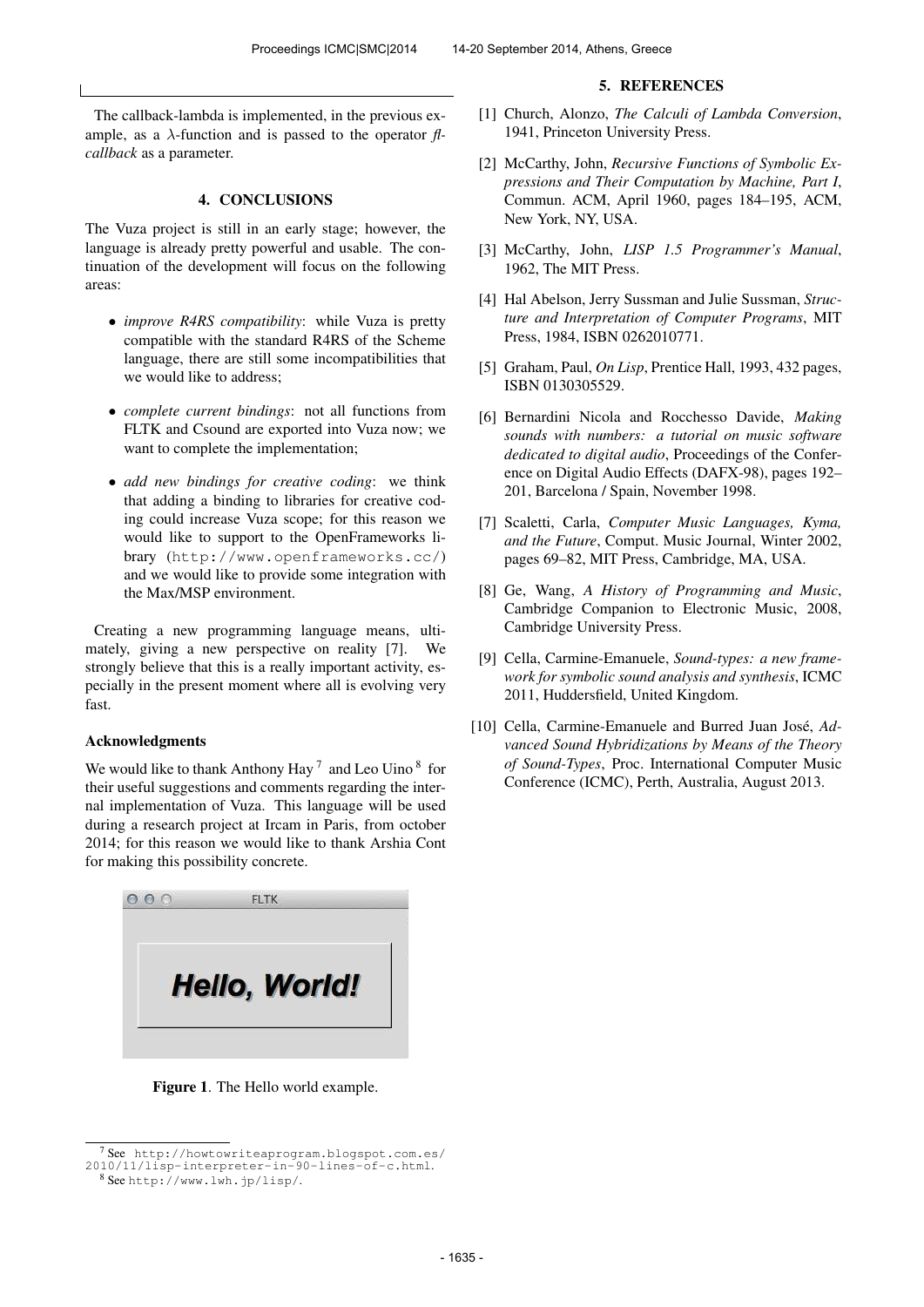The callback-lambda is implemented, in the previous example, as a $\lambda$-function and is passed to the operator *fl-callback* as a parameter.

## 4. CONCLUSIONS

The Vuza project is still in an early stage; however, the language is already pretty powerful and usable. The continuation of the development will focus on the following areas:

- *improve R4RS compatibility*: while Vuza is pretty compatible with the standard R4RS of the Scheme language, there are still some incompatibilities that we would like to address;
- *complete current bindings*: not all functions from FLTK and Csound are exported into Vuza now; we want to complete the implementation;
- *add new bindings for creative coding*: we think that adding a binding to libraries for creative coding could increase Vuza scope; for this reason we would like to support to the OpenFrameworks library (`http://www.openframeworks.cc/`) and we would like to provide some integration with the Max/MSP environment.

Creating a new programming language means, ultimately, giving a new perspective on reality [7]. We strongly believe that this is a really important activity, especially in the present moment where all is evolving very fast.

### Acknowledgments

We would like to thank Anthony Hay [7] and Leo Uino [8] for their useful suggestions and comments regarding the internal implementation of Vuza. This language will be used during a research project at Ircam in Paris, from october 2014; for this reason we would like to thank Arshia Cont for making this possibility concrete.

FLTK

Hello, World!

**Figure 1**. The Hello world example.

[7] See `http://howtowriteaprogram.blogspot.com.es/2010/11/lisp-interpreter-in-90-lines-of-c.html`.

[8] See `http://www.lwh.jp/lisp/`.

## 5. REFERENCES

[1] Church, Alonzo, *The Calculi of Lambda Conversion*, 1941, Princeton University Press.

[2] McCarthy, John, *Recursive Functions of Symbolic Expressions and Their Computation by Machine, Part I*, Commun. ACM, April 1960, pages 184–195, ACM, New York, NY, USA.

[3] McCarthy, John, *LISP 1.5 Programmer's Manual*, 1962, The MIT Press.

[4] Hal Abelson, Jerry Sussman and Julie Sussman, *Structure and Interpretation of Computer Programs*, MIT Press, 1984, ISBN 0262010771.

[5] Graham, Paul, *On Lisp*, Prentice Hall, 1993, 432 pages, ISBN 0130305529.

[6] Bernardini Nicola and Rocchesso Davide, *Making sounds with numbers: a tutorial on music software dedicated to digital audio*, Proceedings of the Conference on Digital Audio Effects (DAFX-98), pages 192–201, Barcelona / Spain, November 1998.

[7] Scaletti, Carla, *Computer Music Languages, Kyma, and the Future*, Comput. Music Journal, Winter 2002, pages 69–82, MIT Press, Cambridge, MA, USA.

[8] Ge, Wang, *A History of Programming and Music*, Cambridge Companion to Electronic Music, 2008, Cambridge University Press.

[9] Cella, Carmine-Emanuele, *Sound-types: a new framework for symbolic sound analysis and synthesis*, ICMC 2011, Huddersfield, United Kingdom.

[10] Cella, Carmine-Emanuele and Burred Juan José, *Advanced Sound Hybridizations by Means of the Theory of Sound-Types*, Proc. International Computer Music Conference (ICMC), Perth, Australia, August 2013.